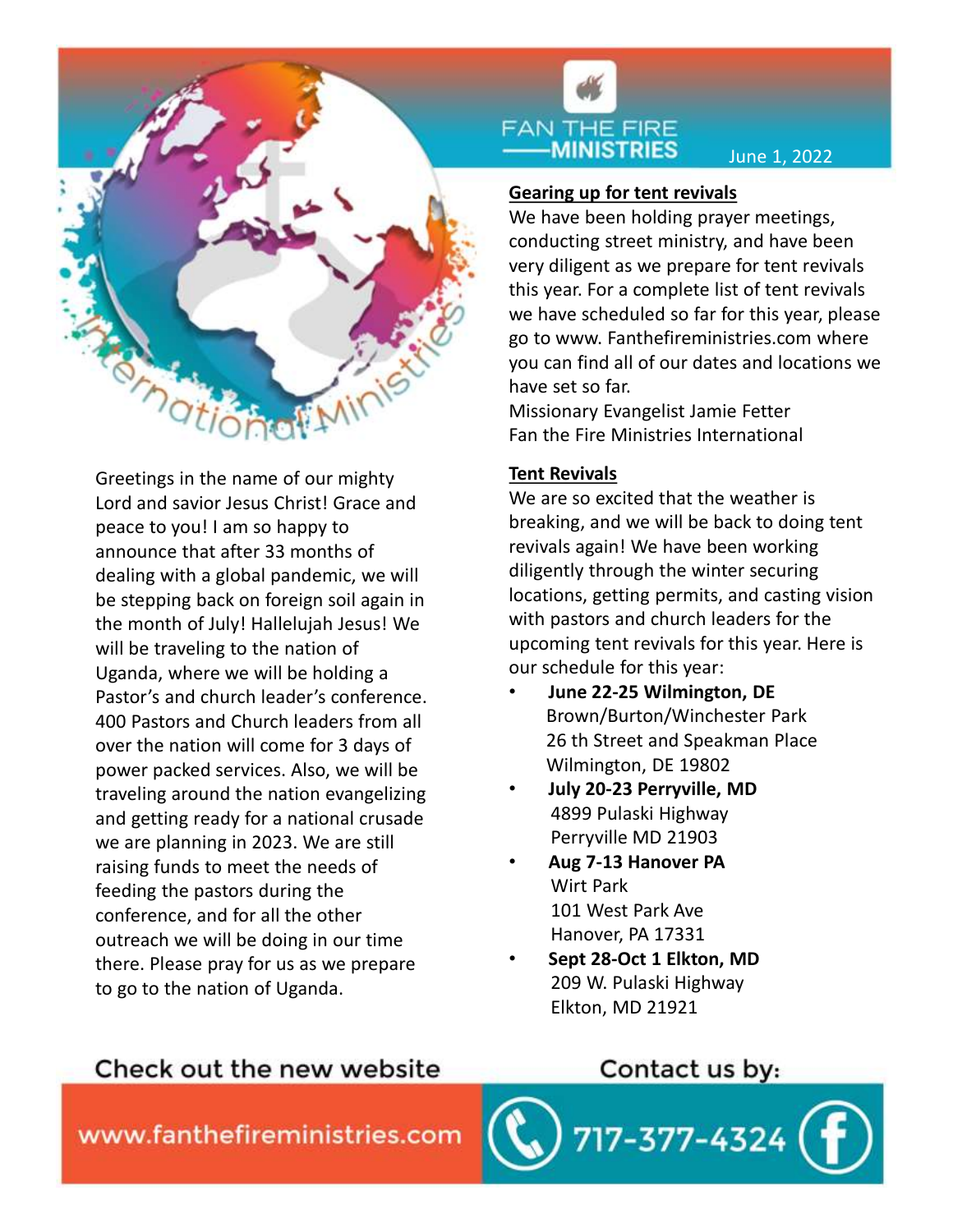# FAN THE FIRE MINISTRIES

June 1, 2022

International Ministries

Greetings in the name of our mighty Lord and savior Jesus Christ! Grace and peace to you! I am so happy to announce that after 33 months of dealing with a global pandemic, we will be stepping back on foreign soil again in the month of July! Hallelujah Jesus! We will be traveling to the nation of Uganda, where we will be holding a Pastor's and church leader's conference. 400 Pastors and Church leaders from all over the nation will come for 3 days of power packed services. Also, we will be traveling around the nation evangelizing and getting ready for a national crusade we are planning in 2023. We are still raising funds to meet the needs of feeding the pastors during the conference, and for all the other outreach we will be doing in our time there. Please pray for us as we prepare to go to the nation of Uganda.

## Gearing up for tent revivals

We have been holding prayer meetings, conducting street ministry, and have been very diligent as we prepare for tent revivals this year. For a complete list of tent revivals we have scheduled so far for this year, please go to www. Fanthefireministries.com where you can find all of our dates and locations we have set so far.

Missionary Evangelist Jamie Fetter
Fan the Fire Ministries International

## Tent Revivals

We are so excited that the weather is breaking, and we will be back to doing tent revivals again! We have been working diligently through the winter securing locations, getting permits, and casting vision with pastors and church leaders for the upcoming tent revivals for this year. Here is our schedule for this year:

- **June 22-25 Wilmington, DE**
  Brown/Burton/Winchester Park
  26 th Street and Speakman Place
  Wilmington, DE 19802
- **July 20-23 Perryville, MD**
  4899 Pulaski Highway
  Perryville MD 21903
- **Aug 7-13 Hanover PA**
  Wirt Park
  101 West Park Ave
  Hanover, PA 17331
- **Sept 28-Oct 1 Elkton, MD**
  209 W. Pulaski Highway
  Elkton, MD 21921

Check out the new website

www.fanthefireministries.com

Contact us by:

717-377-4324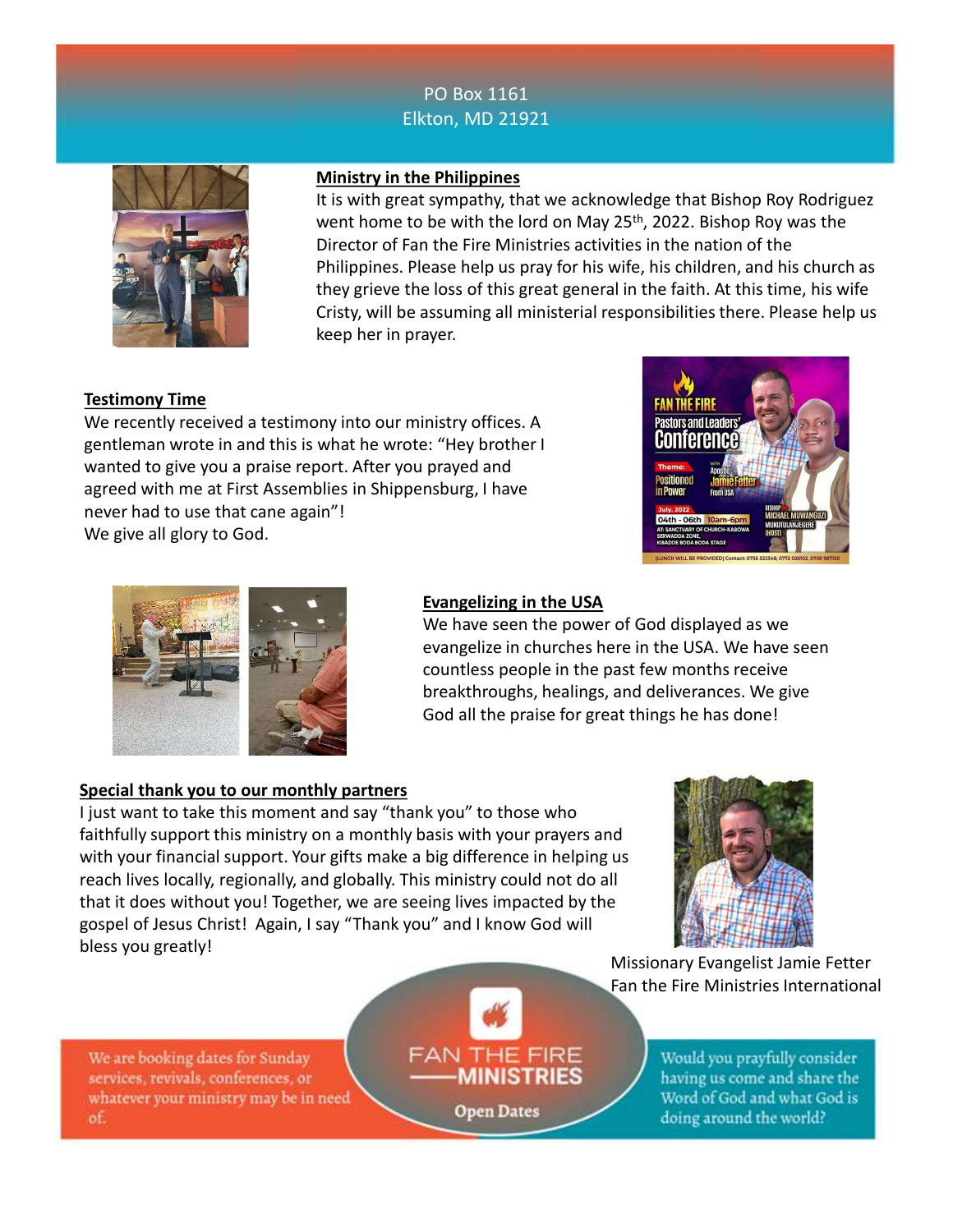PO Box 1161
Elkton, MD 21921

**Ministry in the Philippines**

It is with great sympathy, that we acknowledge that Bishop Roy Rodriguez went home to be with the lord on May 25th, 2022. Bishop Roy was the Director of Fan the Fire Ministries activities in the nation of the Philippines. Please help us pray for his wife, his children, and his church as they grieve the loss of this great general in the faith. At this time, his wife Cristy, will be assuming all ministerial responsibilities there. Please help us keep her in prayer.

**Testimony Time**

We recently received a testimony into our ministry offices. A gentleman wrote in and this is what he wrote: "Hey brother I wanted to give you a praise report. After you prayed and agreed with me at First Assemblies in Shippensburg, I have never had to use that cane again"!
We give all glory to God.

**Evangelizing in the USA**

We have seen the power of God displayed as we evangelize in churches here in the USA. We have seen countless people in the past few months receive breakthroughs, healings, and deliverances. We give God all the praise for great things he has done!

**Special thank you to our monthly partners**

I just want to take this moment and say "thank you" to those who faithfully support this ministry on a monthly basis with your prayers and with your financial support. Your gifts make a big difference in helping us reach lives locally, regionally, and globally. This ministry could not do all that it does without you! Together, we are seeing lives impacted by the gospel of Jesus Christ! Again, I say "Thank you" and I know God will bless you greatly!

Missionary Evangelist Jamie Fetter
Fan the Fire Ministries International

We are booking dates for Sunday services, revivals, conferences, or whatever your ministry may be in need of.

FAN THE FIRE MINISTRIES

Open Dates

Would you prayfully consider having us come and share the Word of God and what God is doing around the world?